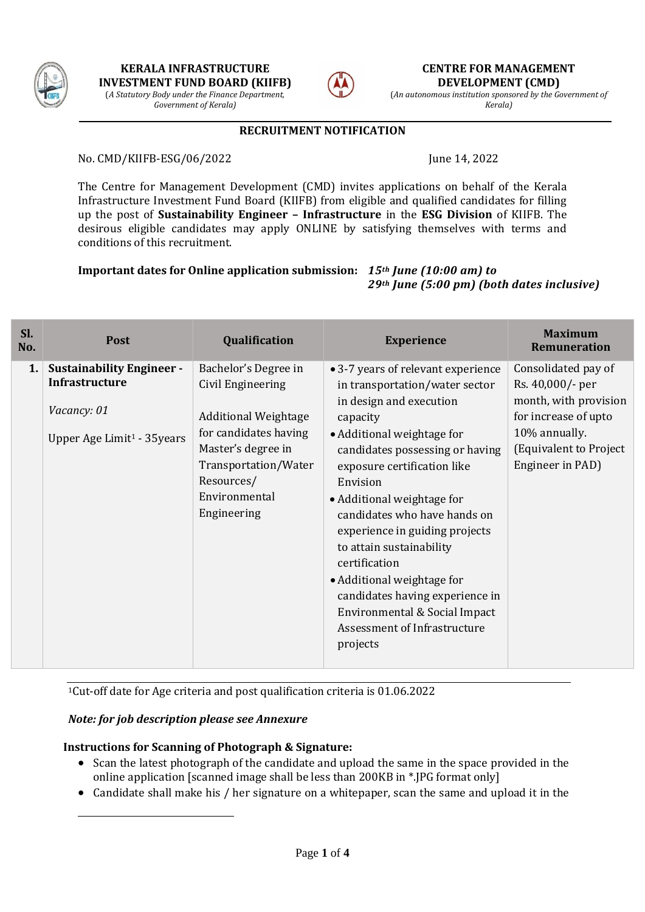**KERALA INFRASTRUCTURE INVESTMENT FUND BOARD (KIIFB)**
(*A Statutory Body under the Finance Department, Government of Kerala*)

**CENTRE FOR MANAGEMENT DEVELOPMENT (CMD)**
(*An autonomous institution sponsored by the Government of Kerala*)

## RECRUITMENT NOTIFICATION

No. CMD/KIIFB-ESG/06/2022 June 14, 2022

The Centre for Management Development (CMD) invites applications on behalf of the Kerala Infrastructure Investment Fund Board (KIIFB) from eligible and qualified candidates for filling up the post of **Sustainability Engineer – Infrastructure** in the **ESG Division** of KIIFB. The desirous eligible candidates may apply ONLINE by satisfying themselves with terms and conditions of this recruitment.

**Important dates for Online application submission:** ***15th June (10:00 am) to 29th June (5:00 pm) (both dates inclusive)***

| Sl. No. | Post | Qualification | Experience | Maximum Remuneration |
|---|---|---|---|---|
| **1.** | **Sustainability Engineer - Infrastructure**<br><br>*Vacancy: 01*<br><br>Upper Age Limit[1] - 35years | Bachelor's Degree in Civil Engineering<br><br>Additional Weightage for candidates having Master's degree in Transportation/Water Resources/ Environmental Engineering | • 3-7 years of relevant experience in transportation/water sector in design and execution capacity<br>• Additional weightage for candidates possessing or having exposure certification like Envision<br>• Additional weightage for candidates who have hands on experience in guiding projects to attain sustainability certification<br>• Additional weightage for candidates having experience in Environmental & Social Impact Assessment of Infrastructure projects | Consolidated pay of Rs. 40,000/- per month, with provision for increase of upto 10% annually. (Equivalent to Project Engineer in PAD) |

[1]Cut-off date for Age criteria and post qualification criteria is 01.06.2022

***Note: for job description please see Annexure***

**Instructions for Scanning of Photograph & Signature:**

- Scan the latest photograph of the candidate and upload the same in the space provided in the online application [scanned image shall be less than 200KB in *.JPG format only]
- Candidate shall make his / her signature on a whitepaper, scan the same and upload it in the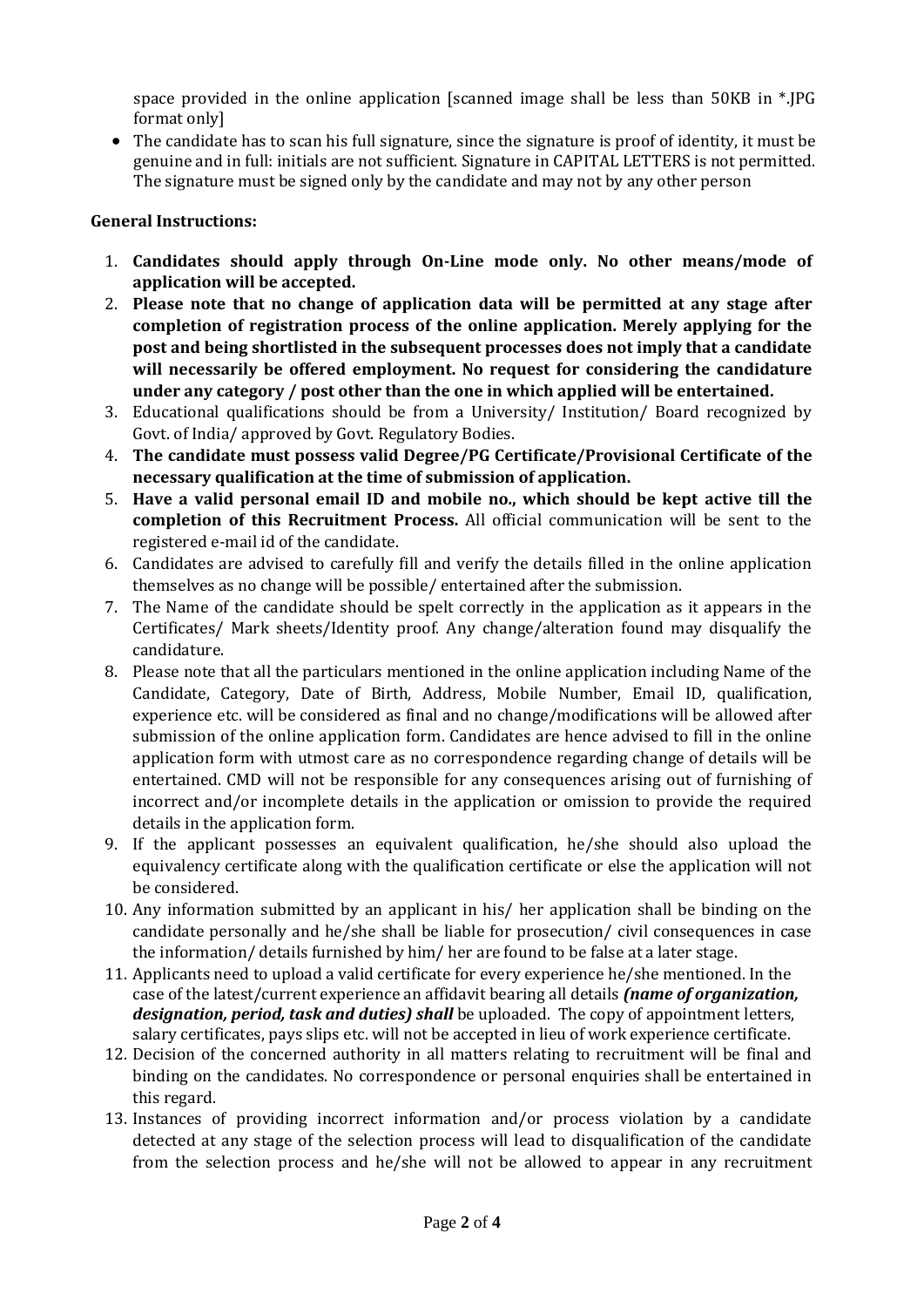space provided in the online application [scanned image shall be less than 50KB in *.JPG format only]

- The candidate has to scan his full signature, since the signature is proof of identity, it must be genuine and in full: initials are not sufficient. Signature in CAPITAL LETTERS is not permitted. The signature must be signed only by the candidate and may not by any other person

**General Instructions:**

1. **Candidates should apply through On-Line mode only. No other means/mode of application will be accepted.**
2. **Please note that no change of application data will be permitted at any stage after completion of registration process of the online application. Merely applying for the post and being shortlisted in the subsequent processes does not imply that a candidate will necessarily be offered employment. No request for considering the candidature under any category / post other than the one in which applied will be entertained.**
3. Educational qualifications should be from a University/ Institution/ Board recognized by Govt. of India/ approved by Govt. Regulatory Bodies.
4. **The candidate must possess valid Degree/PG Certificate/Provisional Certificate of the necessary qualification at the time of submission of application.**
5. **Have a valid personal email ID and mobile no., which should be kept active till the completion of this Recruitment Process.** All official communication will be sent to the registered e-mail id of the candidate.
6. Candidates are advised to carefully fill and verify the details filled in the online application themselves as no change will be possible/ entertained after the submission.
7. The Name of the candidate should be spelt correctly in the application as it appears in the Certificates/ Mark sheets/Identity proof. Any change/alteration found may disqualify the candidature.
8. Please note that all the particulars mentioned in the online application including Name of the Candidate, Category, Date of Birth, Address, Mobile Number, Email ID, qualification, experience etc. will be considered as final and no change/modifications will be allowed after submission of the online application form. Candidates are hence advised to fill in the online application form with utmost care as no correspondence regarding change of details will be entertained. CMD will not be responsible for any consequences arising out of furnishing of incorrect and/or incomplete details in the application or omission to provide the required details in the application form.
9. If the applicant possesses an equivalent qualification, he/she should also upload the equivalency certificate along with the qualification certificate or else the application will not be considered.
10. Any information submitted by an applicant in his/ her application shall be binding on the candidate personally and he/she shall be liable for prosecution/ civil consequences in case the information/ details furnished by him/ her are found to be false at a later stage.
11. Applicants need to upload a valid certificate for every experience he/she mentioned. In the case of the latest/current experience an affidavit bearing all details ***(name of organization, designation, period, task and duties) shall*** be uploaded. The copy of appointment letters, salary certificates, pays slips etc. will not be accepted in lieu of work experience certificate.
12. Decision of the concerned authority in all matters relating to recruitment will be final and binding on the candidates. No correspondence or personal enquiries shall be entertained in this regard.
13. Instances of providing incorrect information and/or process violation by a candidate detected at any stage of the selection process will lead to disqualification of the candidate from the selection process and he/she will not be allowed to appear in any recruitment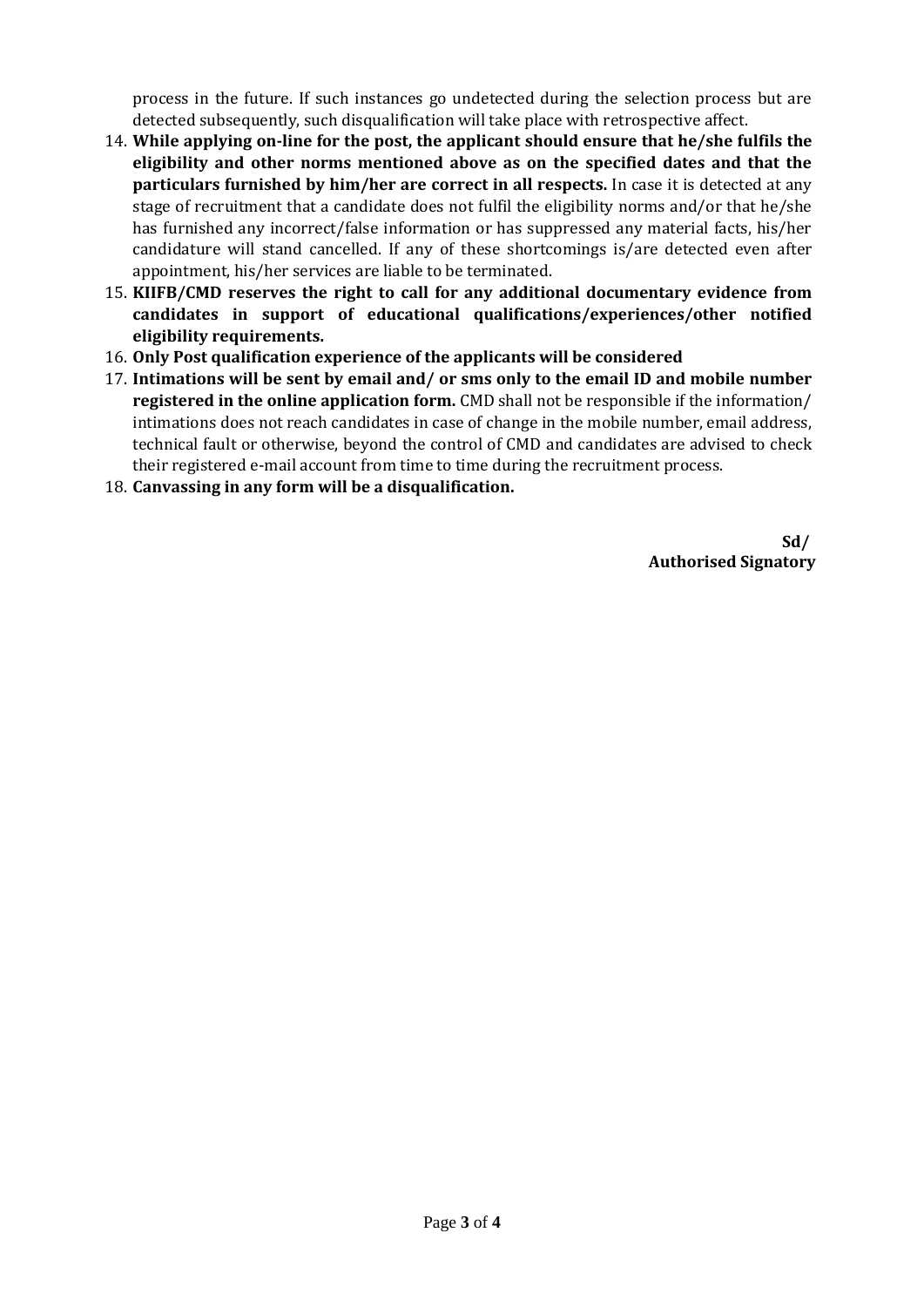process in the future. If such instances go undetected during the selection process but are detected subsequently, such disqualification will take place with retrospective affect.

14. **While applying on-line for the post, the applicant should ensure that he/she fulfils the eligibility and other norms mentioned above as on the specified dates and that the particulars furnished by him/her are correct in all respects.** In case it is detected at any stage of recruitment that a candidate does not fulfil the eligibility norms and/or that he/she has furnished any incorrect/false information or has suppressed any material facts, his/her candidature will stand cancelled. If any of these shortcomings is/are detected even after appointment, his/her services are liable to be terminated.
15. **KIIFB/CMD reserves the right to call for any additional documentary evidence from candidates in support of educational qualifications/experiences/other notified eligibility requirements.**
16. **Only Post qualification experience of the applicants will be considered**
17. **Intimations will be sent by email and/ or sms only to the email ID and mobile number registered in the online application form.** CMD shall not be responsible if the information/ intimations does not reach candidates in case of change in the mobile number, email address, technical fault or otherwise, beyond the control of CMD and candidates are advised to check their registered e-mail account from time to time during the recruitment process.
18. **Canvassing in any form will be a disqualification.**

**Sd/**
**Authorised Signatory**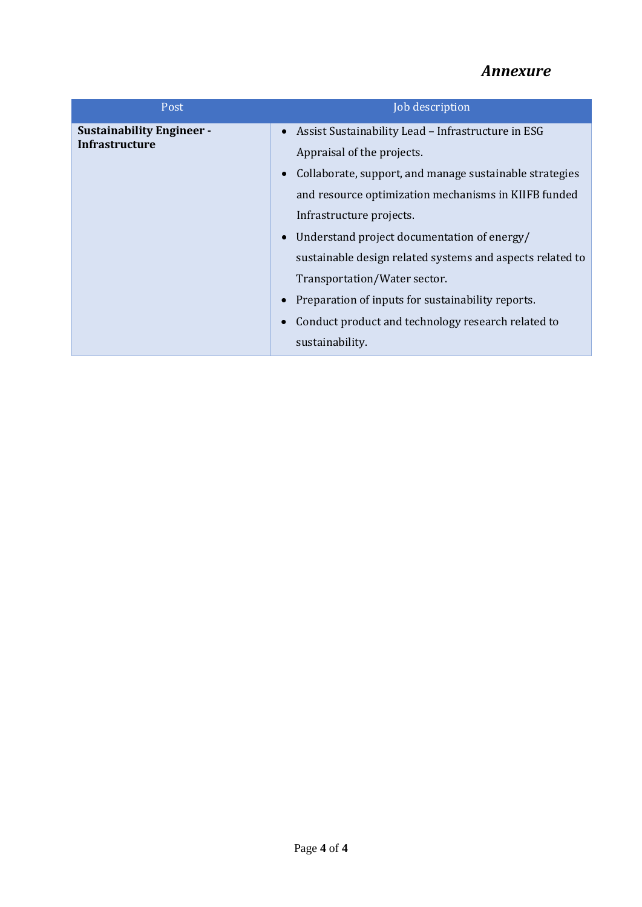## *Annexure*

| Post | Job description |
|---|---|
| **Sustainability Engineer - Infrastructure** | • Assist Sustainability Lead – Infrastructure in ESG Appraisal of the projects.<br>• Collaborate, support, and manage sustainable strategies and resource optimization mechanisms in KIIFB funded Infrastructure projects.<br>• Understand project documentation of energy/ sustainable design related systems and aspects related to Transportation/Water sector.<br>• Preparation of inputs for sustainability reports.<br>• Conduct product and technology research related to sustainability. |